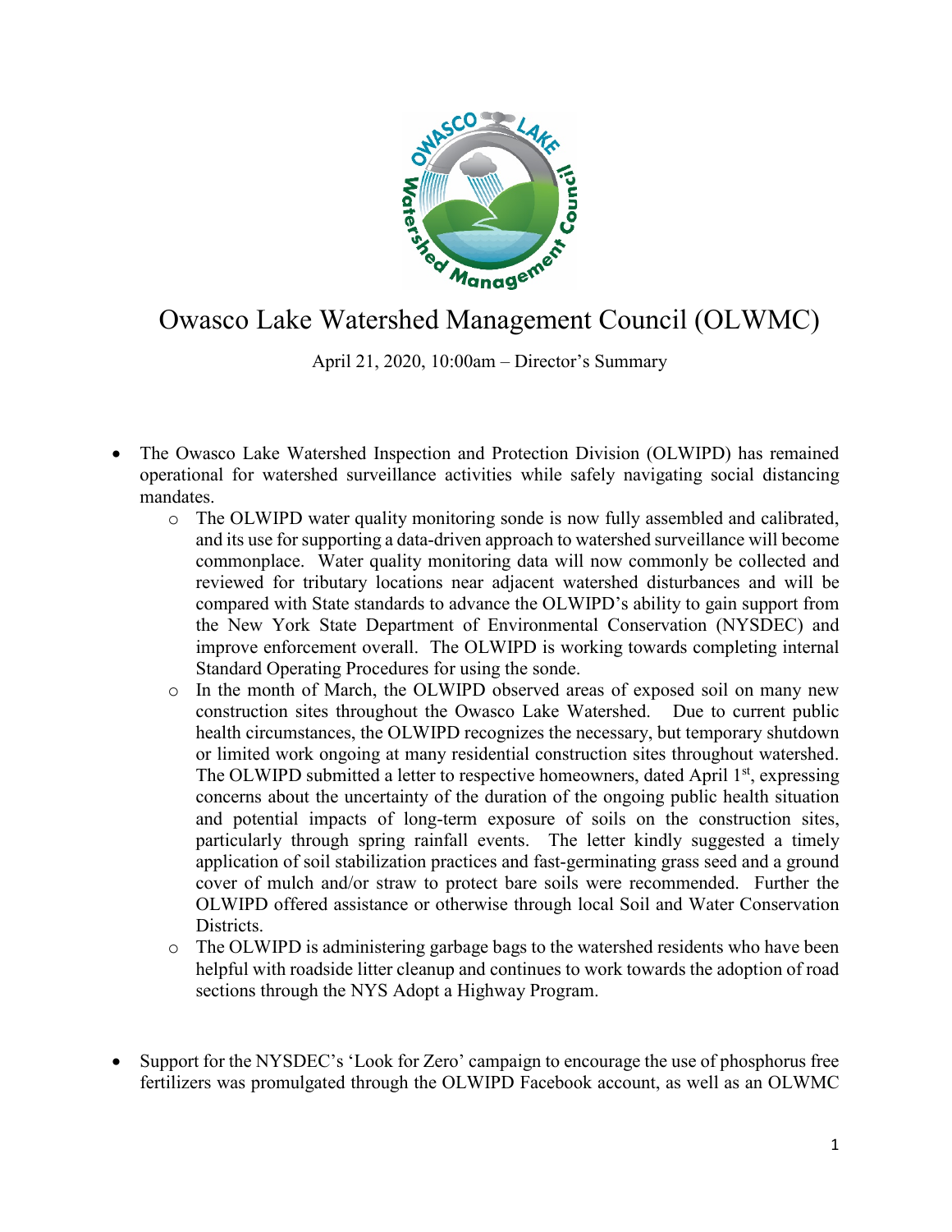# Owasco Lake Watershed Management Council (OLWMC)

April 21, 2020, 10:00am – Director's Summary

- The Owasco Lake Watershed Inspection and Protection Division (OLWIPD) has remained operational for watershed surveillance activities while safely navigating social distancing mandates.
  - The OLWIPD water quality monitoring sonde is now fully assembled and calibrated, and its use for supporting a data-driven approach to watershed surveillance will become commonplace. Water quality monitoring data will now commonly be collected and reviewed for tributary locations near adjacent watershed disturbances and will be compared with State standards to advance the OLWIPD's ability to gain support from the New York State Department of Environmental Conservation (NYSDEC) and improve enforcement overall. The OLWIPD is working towards completing internal Standard Operating Procedures for using the sonde.
  - In the month of March, the OLWIPD observed areas of exposed soil on many new construction sites throughout the Owasco Lake Watershed. Due to current public health circumstances, the OLWIPD recognizes the necessary, but temporary shutdown or limited work ongoing at many residential construction sites throughout watershed. The OLWIPD submitted a letter to respective homeowners, dated April 1st, expressing concerns about the uncertainty of the duration of the ongoing public health situation and potential impacts of long-term exposure of soils on the construction sites, particularly through spring rainfall events. The letter kindly suggested a timely application of soil stabilization practices and fast-germinating grass seed and a ground cover of mulch and/or straw to protect bare soils were recommended. Further the OLWIPD offered assistance or otherwise through local Soil and Water Conservation Districts.
  - The OLWIPD is administering garbage bags to the watershed residents who have been helpful with roadside litter cleanup and continues to work towards the adoption of road sections through the NYS Adopt a Highway Program.

- Support for the NYSDEC's 'Look for Zero' campaign to encourage the use of phosphorus free fertilizers was promulgated through the OLWIPD Facebook account, as well as an OLWMC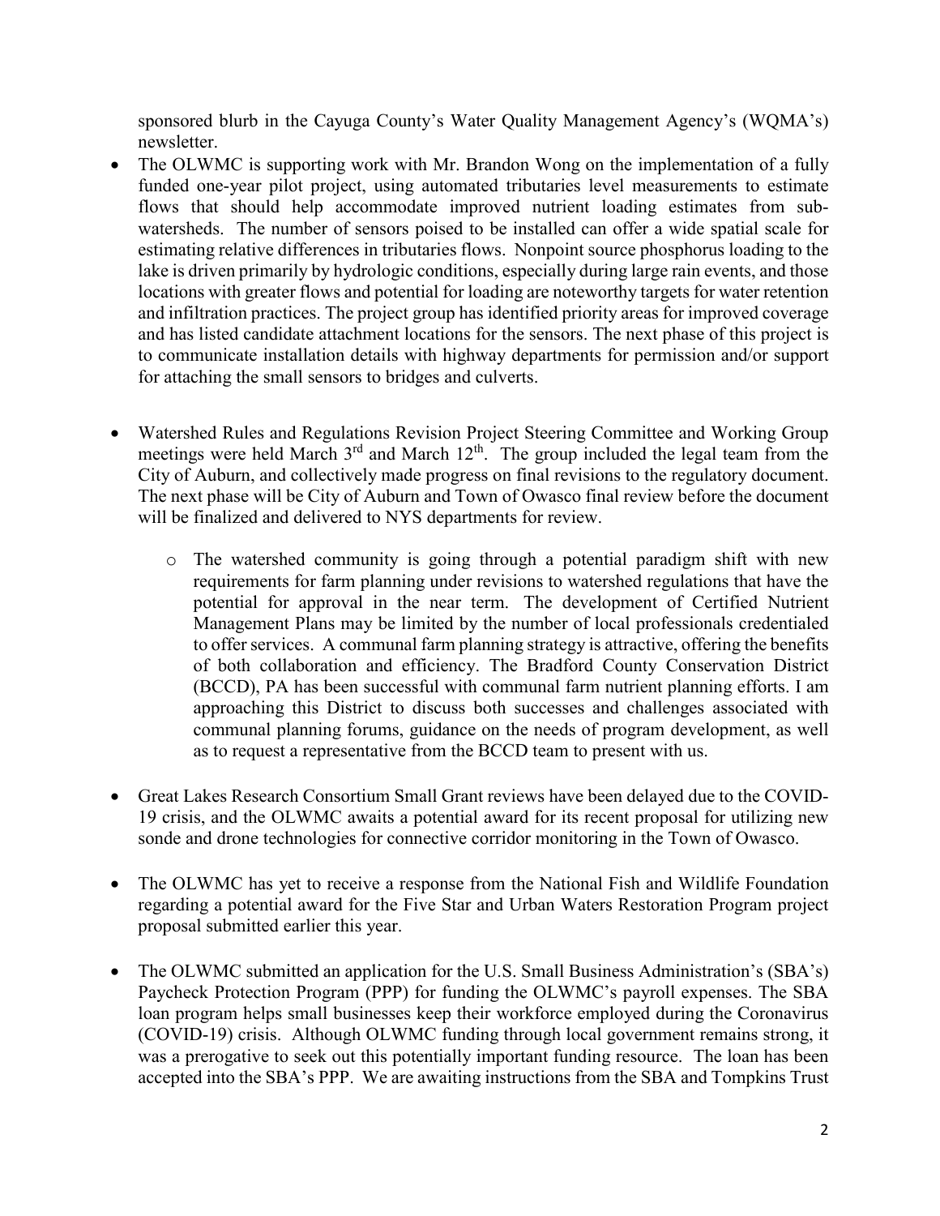sponsored blurb in the Cayuga County's Water Quality Management Agency's (WQMA's) newsletter.

- The OLWMC is supporting work with Mr. Brandon Wong on the implementation of a fully funded one-year pilot project, using automated tributaries level measurements to estimate flows that should help accommodate improved nutrient loading estimates from sub-watersheds. The number of sensors poised to be installed can offer a wide spatial scale for estimating relative differences in tributaries flows. Nonpoint source phosphorus loading to the lake is driven primarily by hydrologic conditions, especially during large rain events, and those locations with greater flows and potential for loading are noteworthy targets for water retention and infiltration practices. The project group has identified priority areas for improved coverage and has listed candidate attachment locations for the sensors. The next phase of this project is to communicate installation details with highway departments for permission and/or support for attaching the small sensors to bridges and culverts.

- Watershed Rules and Regulations Revision Project Steering Committee and Working Group meetings were held March 3rd and March 12th. The group included the legal team from the City of Auburn, and collectively made progress on final revisions to the regulatory document. The next phase will be City of Auburn and Town of Owasco final review before the document will be finalized and delivered to NYS departments for review.
  - The watershed community is going through a potential paradigm shift with new requirements for farm planning under revisions to watershed regulations that have the potential for approval in the near term. The development of Certified Nutrient Management Plans may be limited by the number of local professionals credentialed to offer services. A communal farm planning strategy is attractive, offering the benefits of both collaboration and efficiency. The Bradford County Conservation District (BCCD), PA has been successful with communal farm nutrient planning efforts. I am approaching this District to discuss both successes and challenges associated with communal planning forums, guidance on the needs of program development, as well as to request a representative from the BCCD team to present with us.

- Great Lakes Research Consortium Small Grant reviews have been delayed due to the COVID-19 crisis, and the OLWMC awaits a potential award for its recent proposal for utilizing new sonde and drone technologies for connective corridor monitoring in the Town of Owasco.

- The OLWMC has yet to receive a response from the National Fish and Wildlife Foundation regarding a potential award for the Five Star and Urban Waters Restoration Program project proposal submitted earlier this year.

- The OLWMC submitted an application for the U.S. Small Business Administration's (SBA's) Paycheck Protection Program (PPP) for funding the OLWMC's payroll expenses. The SBA loan program helps small businesses keep their workforce employed during the Coronavirus (COVID-19) crisis. Although OLWMC funding through local government remains strong, it was a prerogative to seek out this potentially important funding resource. The loan has been accepted into the SBA's PPP. We are awaiting instructions from the SBA and Tompkins Trust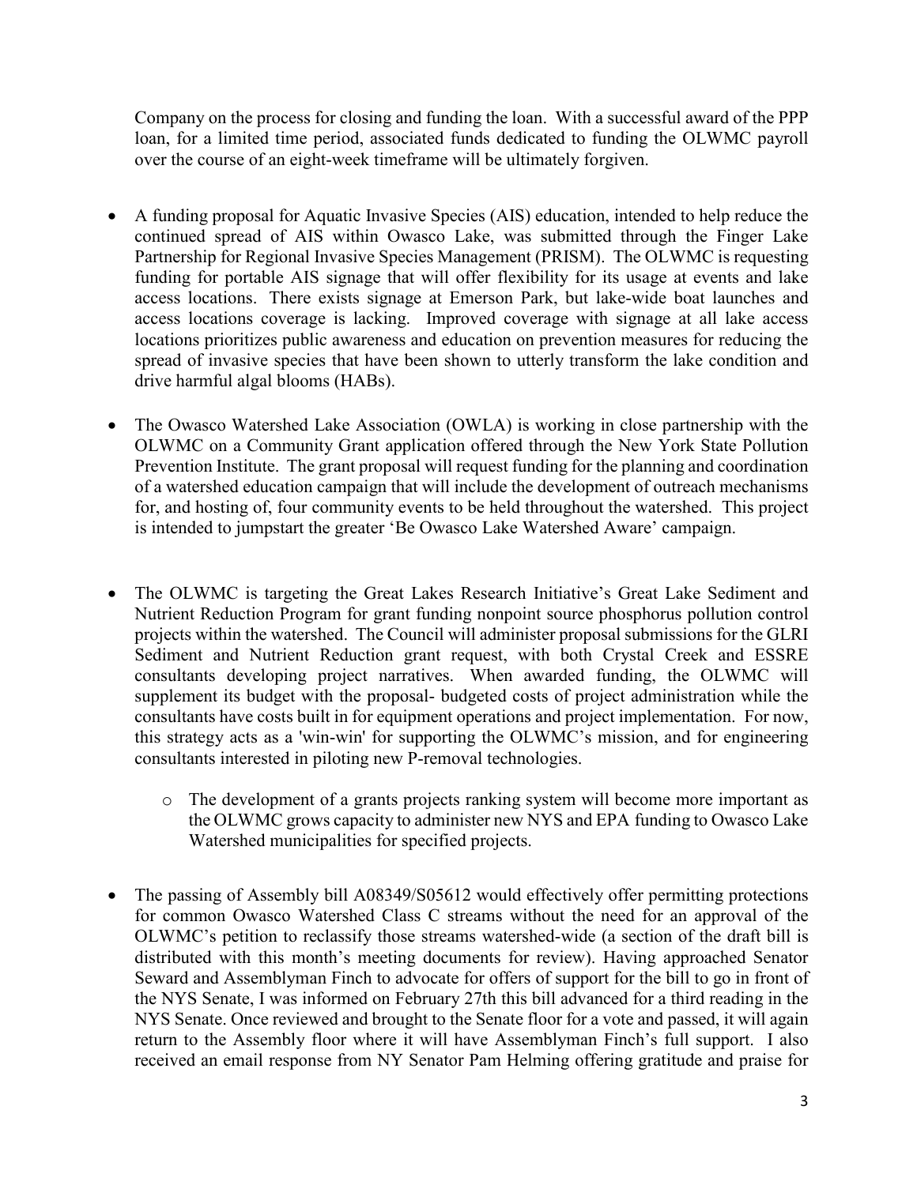Company on the process for closing and funding the loan. With a successful award of the PPP loan, for a limited time period, associated funds dedicated to funding the OLWMC payroll over the course of an eight-week timeframe will be ultimately forgiven.

- A funding proposal for Aquatic Invasive Species (AIS) education, intended to help reduce the continued spread of AIS within Owasco Lake, was submitted through the Finger Lake Partnership for Regional Invasive Species Management (PRISM). The OLWMC is requesting funding for portable AIS signage that will offer flexibility for its usage at events and lake access locations. There exists signage at Emerson Park, but lake-wide boat launches and access locations coverage is lacking. Improved coverage with signage at all lake access locations prioritizes public awareness and education on prevention measures for reducing the spread of invasive species that have been shown to utterly transform the lake condition and drive harmful algal blooms (HABs).

- The Owasco Watershed Lake Association (OWLA) is working in close partnership with the OLWMC on a Community Grant application offered through the New York State Pollution Prevention Institute. The grant proposal will request funding for the planning and coordination of a watershed education campaign that will include the development of outreach mechanisms for, and hosting of, four community events to be held throughout the watershed. This project is intended to jumpstart the greater 'Be Owasco Lake Watershed Aware' campaign.

- The OLWMC is targeting the Great Lakes Research Initiative's Great Lake Sediment and Nutrient Reduction Program for grant funding nonpoint source phosphorus pollution control projects within the watershed. The Council will administer proposal submissions for the GLRI Sediment and Nutrient Reduction grant request, with both Crystal Creek and ESSRE consultants developing project narratives. When awarded funding, the OLWMC will supplement its budget with the proposal- budgeted costs of project administration while the consultants have costs built in for equipment operations and project implementation. For now, this strategy acts as a 'win-win' for supporting the OLWMC's mission, and for engineering consultants interested in piloting new P-removal technologies.
    - The development of a grants projects ranking system will become more important as the OLWMC grows capacity to administer new NYS and EPA funding to Owasco Lake Watershed municipalities for specified projects.

- The passing of Assembly bill A08349/S05612 would effectively offer permitting protections for common Owasco Watershed Class C streams without the need for an approval of the OLWMC's petition to reclassify those streams watershed-wide (a section of the draft bill is distributed with this month's meeting documents for review). Having approached Senator Seward and Assemblyman Finch to advocate for offers of support for the bill to go in front of the NYS Senate, I was informed on February 27th this bill advanced for a third reading in the NYS Senate. Once reviewed and brought to the Senate floor for a vote and passed, it will again return to the Assembly floor where it will have Assemblyman Finch's full support. I also received an email response from NY Senator Pam Helming offering gratitude and praise for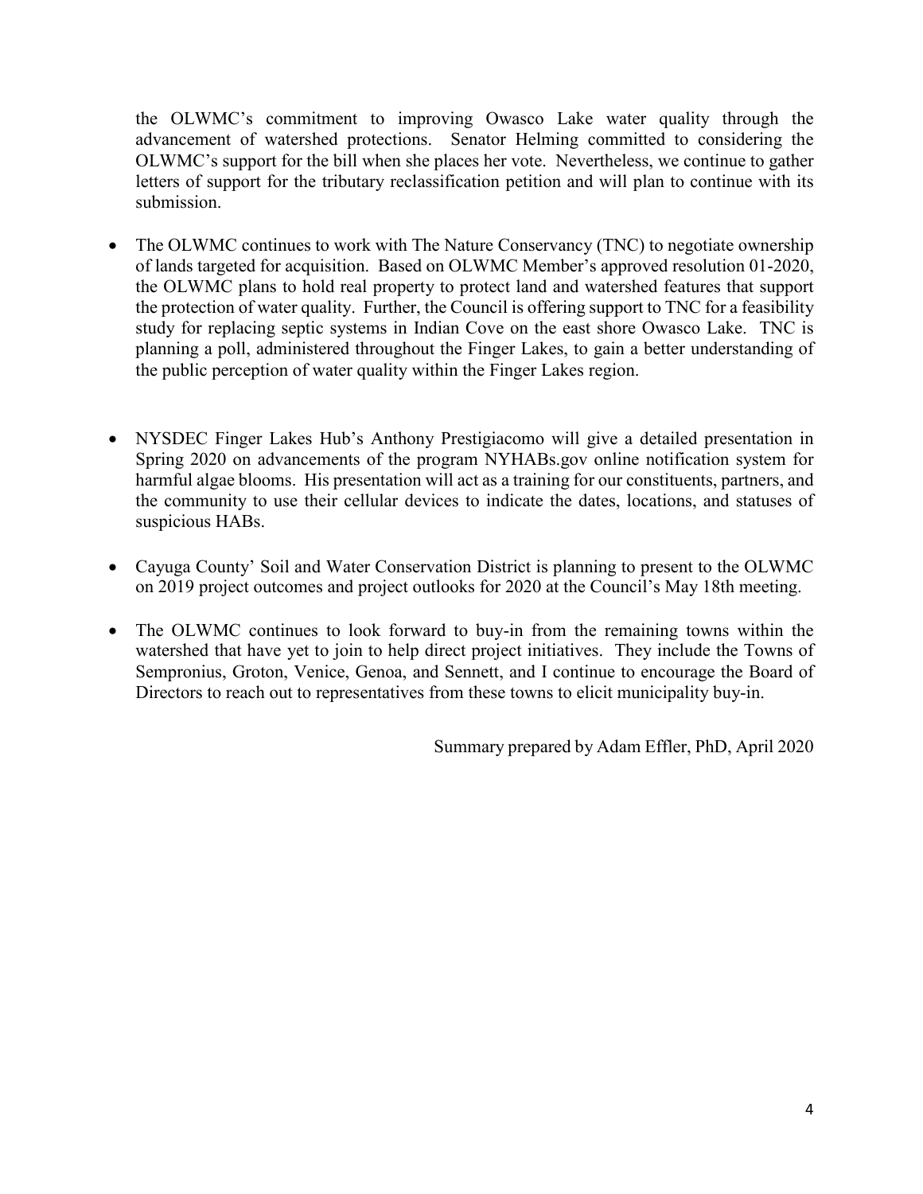the OLWMC's commitment to improving Owasco Lake water quality through the advancement of watershed protections. Senator Helming committed to considering the OLWMC's support for the bill when she places her vote. Nevertheless, we continue to gather letters of support for the tributary reclassification petition and will plan to continue with its submission.

- The OLWMC continues to work with The Nature Conservancy (TNC) to negotiate ownership of lands targeted for acquisition. Based on OLWMC Member's approved resolution 01-2020, the OLWMC plans to hold real property to protect land and watershed features that support the protection of water quality. Further, the Council is offering support to TNC for a feasibility study for replacing septic systems in Indian Cove on the east shore Owasco Lake. TNC is planning a poll, administered throughout the Finger Lakes, to gain a better understanding of the public perception of water quality within the Finger Lakes region.

- NYSDEC Finger Lakes Hub's Anthony Prestigiacomo will give a detailed presentation in Spring 2020 on advancements of the program NYHABs.gov online notification system for harmful algae blooms. His presentation will act as a training for our constituents, partners, and the community to use their cellular devices to indicate the dates, locations, and statuses of suspicious HABs.

- Cayuga County' Soil and Water Conservation District is planning to present to the OLWMC on 2019 project outcomes and project outlooks for 2020 at the Council's May 18th meeting.

- The OLWMC continues to look forward to buy-in from the remaining towns within the watershed that have yet to join to help direct project initiatives. They include the Towns of Sempronius, Groton, Venice, Genoa, and Sennett, and I continue to encourage the Board of Directors to reach out to representatives from these towns to elicit municipality buy-in.

Summary prepared by Adam Effler, PhD, April 2020